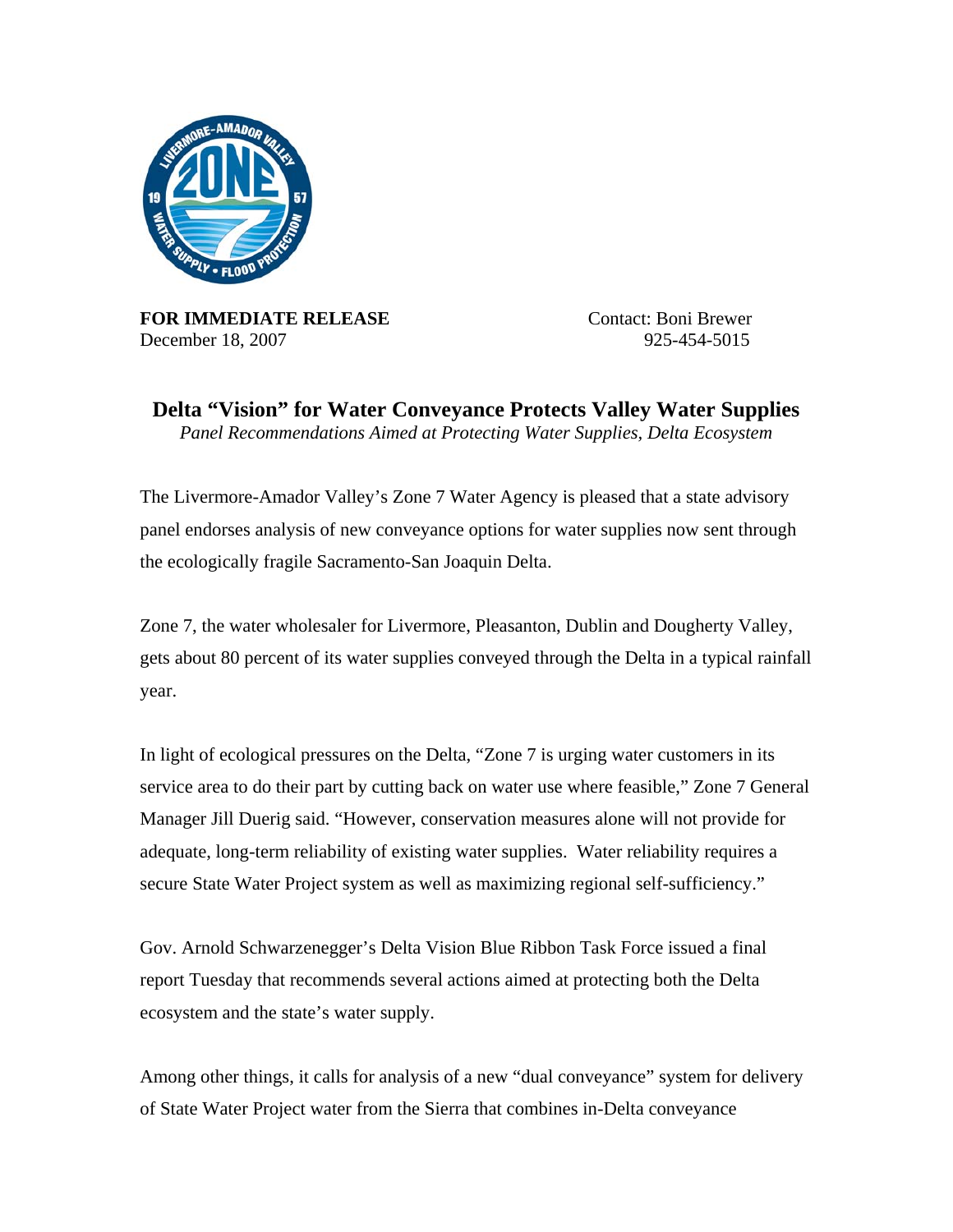**FOR IMMEDIATE RELEASE** Contact: Boni Brewer
December 18, 2007 925-454-5015

# Delta "Vision" for Water Conveyance Protects Valley Water Supplies

*Panel Recommendations Aimed at Protecting Water Supplies, Delta Ecosystem*

The Livermore-Amador Valley's Zone 7 Water Agency is pleased that a state advisory panel endorses analysis of new conveyance options for water supplies now sent through the ecologically fragile Sacramento-San Joaquin Delta.

Zone 7, the water wholesaler for Livermore, Pleasanton, Dublin and Dougherty Valley, gets about 80 percent of its water supplies conveyed through the Delta in a typical rainfall year.

In light of ecological pressures on the Delta, "Zone 7 is urging water customers in its service area to do their part by cutting back on water use where feasible," Zone 7 General Manager Jill Duerig said. "However, conservation measures alone will not provide for adequate, long-term reliability of existing water supplies. Water reliability requires a secure State Water Project system as well as maximizing regional self-sufficiency."

Gov. Arnold Schwarzenegger's Delta Vision Blue Ribbon Task Force issued a final report Tuesday that recommends several actions aimed at protecting both the Delta ecosystem and the state's water supply.

Among other things, it calls for analysis of a new "dual conveyance" system for delivery of State Water Project water from the Sierra that combines in-Delta conveyance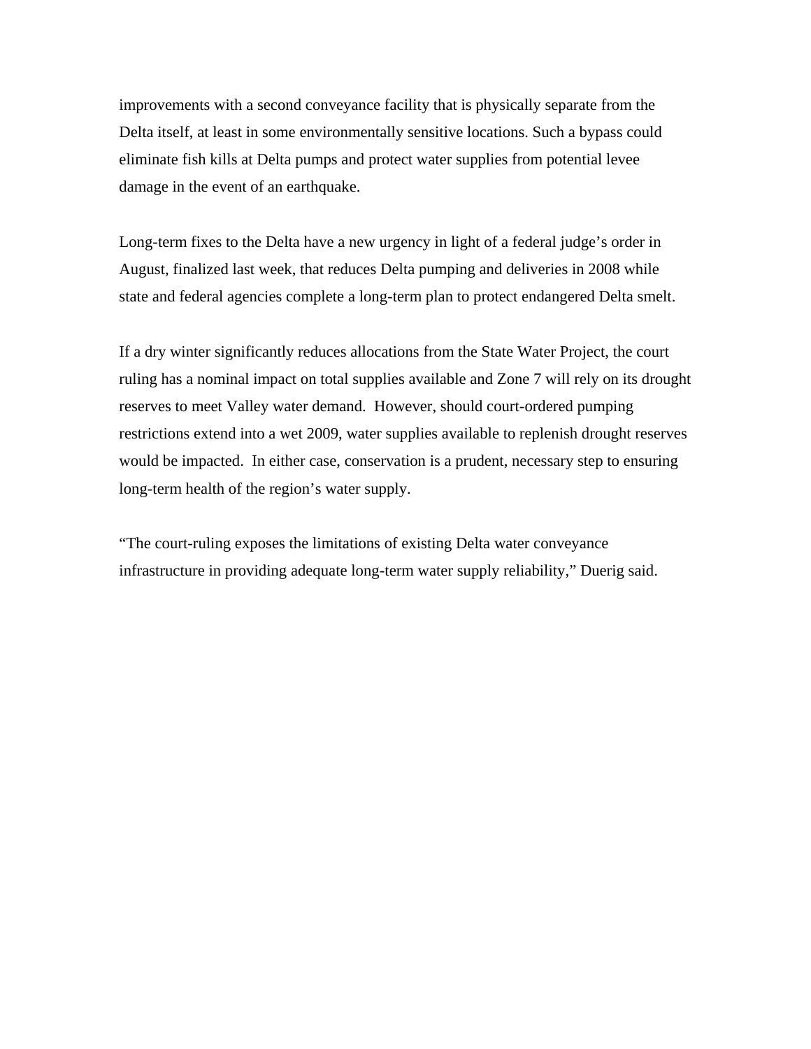improvements with a second conveyance facility that is physically separate from the Delta itself, at least in some environmentally sensitive locations. Such a bypass could eliminate fish kills at Delta pumps and protect water supplies from potential levee damage in the event of an earthquake.

Long-term fixes to the Delta have a new urgency in light of a federal judge's order in August, finalized last week, that reduces Delta pumping and deliveries in 2008 while state and federal agencies complete a long-term plan to protect endangered Delta smelt.

If a dry winter significantly reduces allocations from the State Water Project, the court ruling has a nominal impact on total supplies available and Zone 7 will rely on its drought reserves to meet Valley water demand. However, should court-ordered pumping restrictions extend into a wet 2009, water supplies available to replenish drought reserves would be impacted. In either case, conservation is a prudent, necessary step to ensuring long-term health of the region's water supply.

"The court-ruling exposes the limitations of existing Delta water conveyance infrastructure in providing adequate long-term water supply reliability," Duerig said.